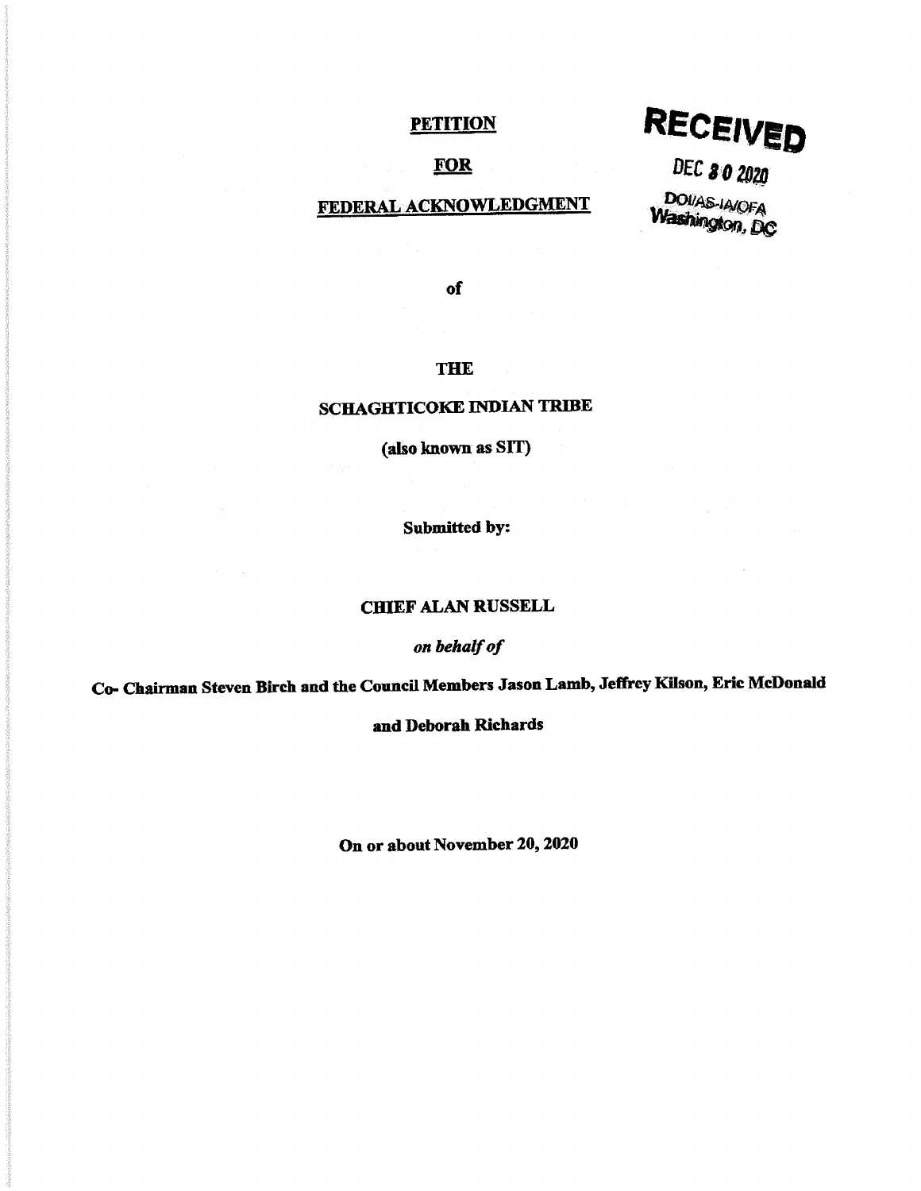**PETITION**

**FOR**

**FEDERAL ACKNOWLEDGMENT**

**RECEIVED**

DEC 30 2020

DOI/AS-IA/OFA
Washington, DC

**of**

**THE**

**SCHAGHTICOKE INDIAN TRIBE**

**(also known as SIT)**

**Submitted by:**

**CHIEF ALAN RUSSELL**

***on behalf of***

**Co- Chairman Steven Birch and the Council Members Jason Lamb, Jeffrey Kilson, Eric McDonald and Deborah Richards**

**On or about November 20, 2020**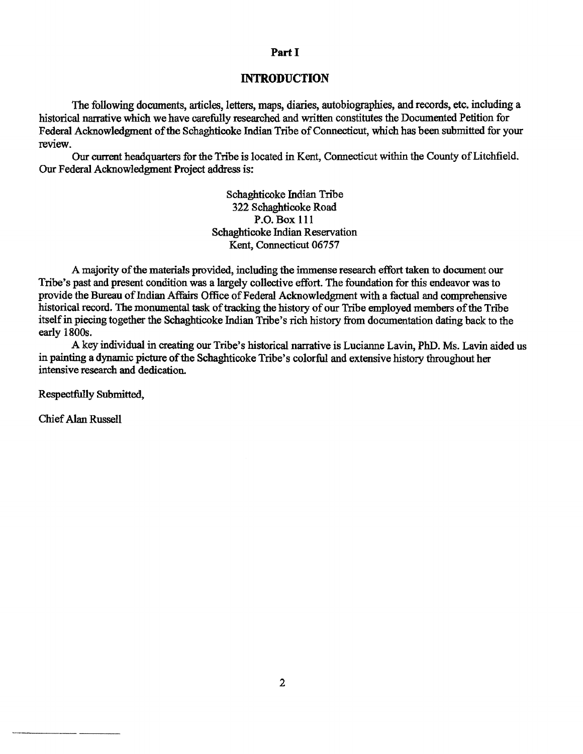# Part I

## INTRODUCTION

The following documents, articles, letters, maps, diaries, autobiographies, and records, etc. including a historical narrative which we have carefully researched and written constitutes the Documented Petition for Federal Acknowledgment of the Schaghticoke Indian Tribe of Connecticut, which has been submitted for your review.

Our current headquarters for the Tribe is located in Kent, Connecticut within the County of Litchfield. Our Federal Acknowledgment Project address is:

Schaghticoke Indian Tribe
322 Schaghticoke Road
P.O. Box 111
Schaghticoke Indian Reservation
Kent, Connecticut 06757

A majority of the materials provided, including the immense research effort taken to document our Tribe's past and present condition was a largely collective effort. The foundation for this endeavor was to provide the Bureau of Indian Affairs Office of Federal Acknowledgment with a factual and comprehensive historical record. The monumental task of tracking the history of our Tribe employed members of the Tribe itself in piecing together the Schaghticoke Indian Tribe's rich history from documentation dating back to the early 1800s.

A key individual in creating our Tribe's historical narrative is Lucianne Lavin, PhD. Ms. Lavin aided us in painting a dynamic picture of the Schaghticoke Tribe's colorful and extensive history throughout her intensive research and dedication.

Respectfully Submitted,

Chief Alan Russell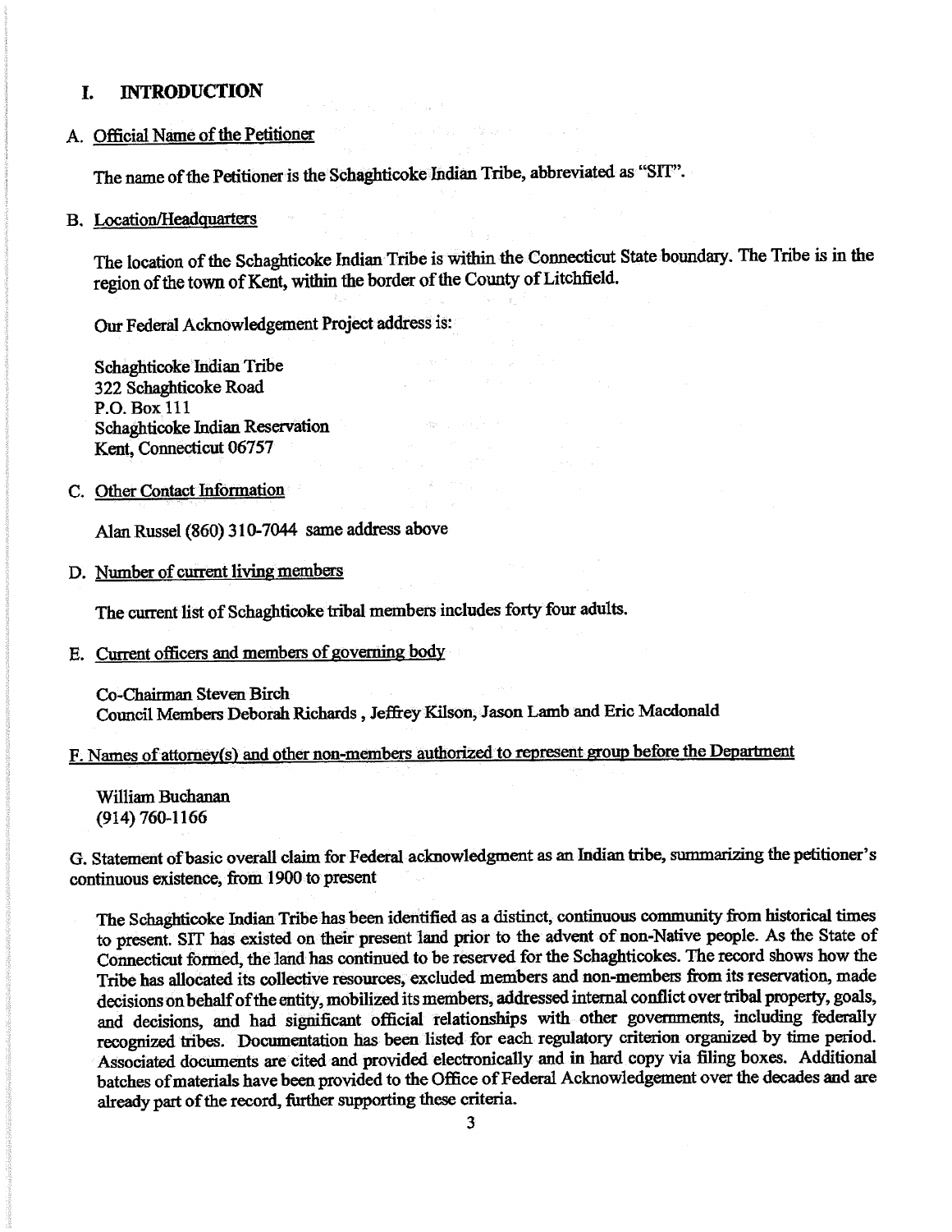# I. INTRODUCTION

A. Official Name of the Petitioner

The name of the Petitioner is the Schaghticoke Indian Tribe, abbreviated as "SIT".

B. Location/Headquarters

The location of the Schaghticoke Indian Tribe is within the Connecticut State boundary. The Tribe is in the region of the town of Kent, within the border of the County of Litchfield.

Our Federal Acknowledgement Project address is:

Schaghticoke Indian Tribe
322 Schaghticoke Road
P.O. Box 111
Schaghticoke Indian Reservation
Kent, Connecticut 06757

C. Other Contact Information

Alan Russel (860) 310-7044 same address above

D. Number of current living members

The current list of Schaghticoke tribal members includes forty four adults.

E. Current officers and members of governing body

Co-Chairman Steven Birch
Council Members Deborah Richards , Jeffrey Kilson, Jason Lamb and Eric Macdonald

F. Names of attorney(s) and other non-members authorized to represent group before the Department

William Buchanan
(914) 760-1166

G. Statement of basic overall claim for Federal acknowledgment as an Indian tribe, summarizing the petitioner's continuous existence, from 1900 to present

The Schaghticoke Indian Tribe has been identified as a distinct, continuous community from historical times to present. SIT has existed on their present land prior to the advent of non-Native people. As the State of Connecticut formed, the land has continued to be reserved for the Schaghticokes. The record shows how the Tribe has allocated its collective resources, excluded members and non-members from its reservation, made decisions on behalf of the entity, mobilized its members, addressed internal conflict over tribal property, goals, and decisions, and had significant official relationships with other governments, including federally recognized tribes. Documentation has been listed for each regulatory criterion organized by time period. Associated documents are cited and provided electronically and in hard copy via filing boxes. Additional batches of materials have been provided to the Office of Federal Acknowledgement over the decades and are already part of the record, further supporting these criteria.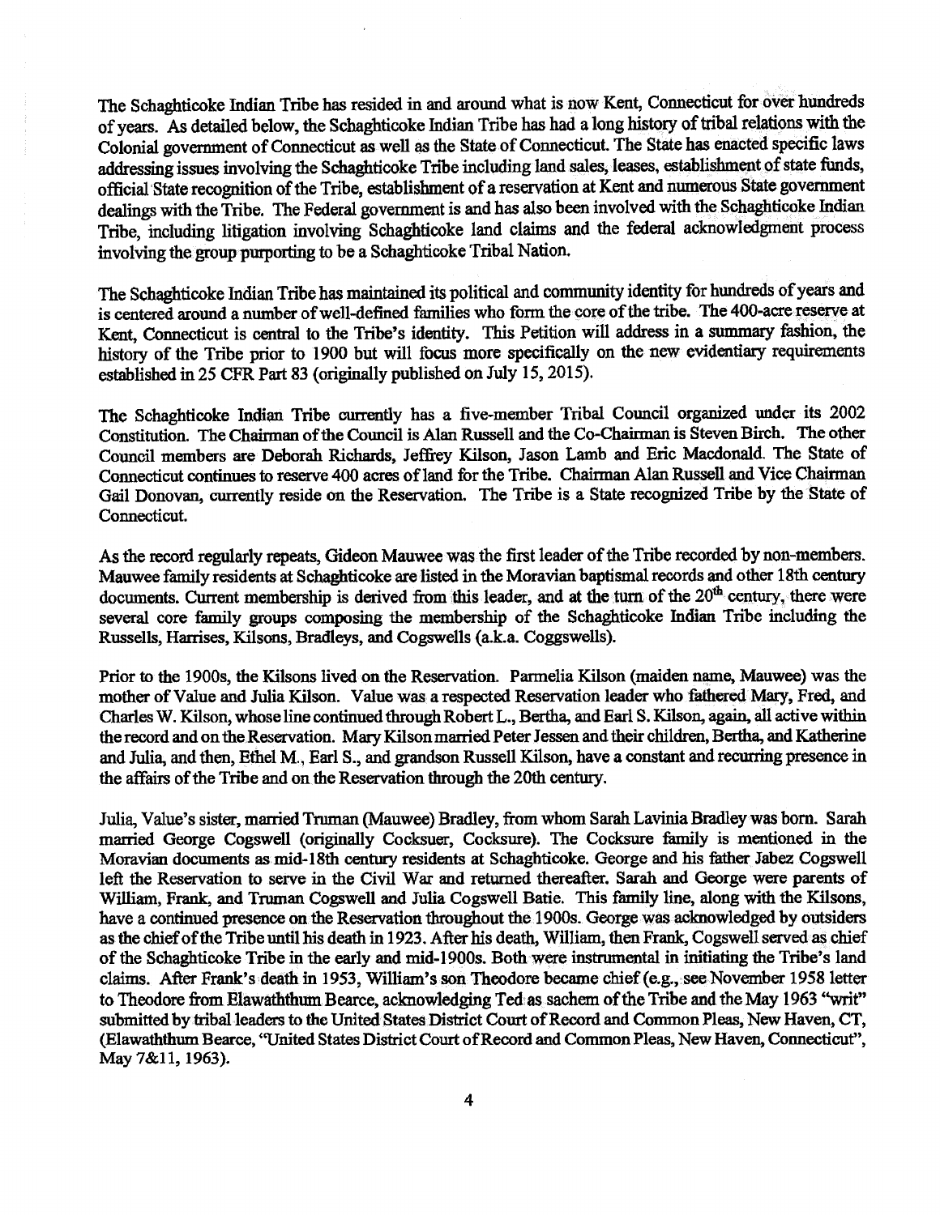The Schaghticoke Indian Tribe has resided in and around what is now Kent, Connecticut for over hundreds of years. As detailed below, the Schaghticoke Indian Tribe has had a long history of tribal relations with the Colonial government of Connecticut as well as the State of Connecticut. The State has enacted specific laws addressing issues involving the Schaghticoke Tribe including land sales, leases, establishment of state funds, official State recognition of the Tribe, establishment of a reservation at Kent and numerous State government dealings with the Tribe. The Federal government is and has also been involved with the Schaghticoke Indian Tribe, including litigation involving Schaghticoke land claims and the federal acknowledgment process involving the group purporting to be a Schaghticoke Tribal Nation.

The Schaghticoke Indian Tribe has maintained its political and community identity for hundreds of years and is centered around a number of well-defined families who form the core of the tribe. The 400-acre reserve at Kent, Connecticut is central to the Tribe's identity. This Petition will address in a summary fashion, the history of the Tribe prior to 1900 but will focus more specifically on the new evidentiary requirements established in 25 CFR Part 83 (originally published on July 15, 2015).

The Schaghticoke Indian Tribe currently has a five-member Tribal Council organized under its 2002 Constitution. The Chairman of the Council is Alan Russell and the Co-Chairman is Steven Birch. The other Council members are Deborah Richards, Jeffrey Kilson, Jason Lamb and Eric Macdonald. The State of Connecticut continues to reserve 400 acres of land for the Tribe. Chairman Alan Russell and Vice Chairman Gail Donovan, currently reside on the Reservation. The Tribe is a State recognized Tribe by the State of Connecticut.

As the record regularly repeats, Gideon Mauwee was the first leader of the Tribe recorded by non-members. Mauwee family residents at Schaghticoke are listed in the Moravian baptismal records and other 18th century documents. Current membership is derived from this leader, and at the turn of the 20th century, there were several core family groups composing the membership of the Schaghticoke Indian Tribe including the Russells, Harrises, Kilsons, Bradleys, and Cogswells (a.k.a. Coggswells).

Prior to the 1900s, the Kilsons lived on the Reservation. Parmelia Kilson (maiden name, Mauwee) was the mother of Value and Julia Kilson. Value was a respected Reservation leader who fathered Mary, Fred, and Charles W. Kilson, whose line continued through Robert L., Bertha, and Earl S. Kilson, again, all active within the record and on the Reservation. Mary Kilson married Peter Jessen and their children, Bertha, and Katherine and Julia, and then, Ethel M., Earl S., and grandson Russell Kilson, have a constant and recurring presence in the affairs of the Tribe and on the Reservation through the 20th century.

Julia, Value's sister, married Truman (Mauwee) Bradley, from whom Sarah Lavinia Bradley was born. Sarah married George Cogswell (originally Cocksuer, Cocksure). The Cocksure family is mentioned in the Moravian documents as mid-18th century residents at Schaghticoke. George and his father Jabez Cogswell left the Reservation to serve in the Civil War and returned thereafter. Sarah and George were parents of William, Frank, and Truman Cogswell and Julia Cogswell Batie. This family line, along with the Kilsons, have a continued presence on the Reservation throughout the 1900s. George was acknowledged by outsiders as the chief of the Tribe until his death in 1923. After his death, William, then Frank, Cogswell served as chief of the Schaghticoke Tribe in the early and mid-1900s. Both were instrumental in initiating the Tribe's land claims. After Frank's death in 1953, William's son Theodore became chief (e.g., see November 1958 letter to Theodore from Elawaththum Bearce, acknowledging Ted as sachem of the Tribe and the May 1963 "writ" submitted by tribal leaders to the United States District Court of Record and Common Pleas, New Haven, CT, (Elawaththum Bearce, "United States District Court of Record and Common Pleas, New Haven, Connecticut", May 7&11, 1963).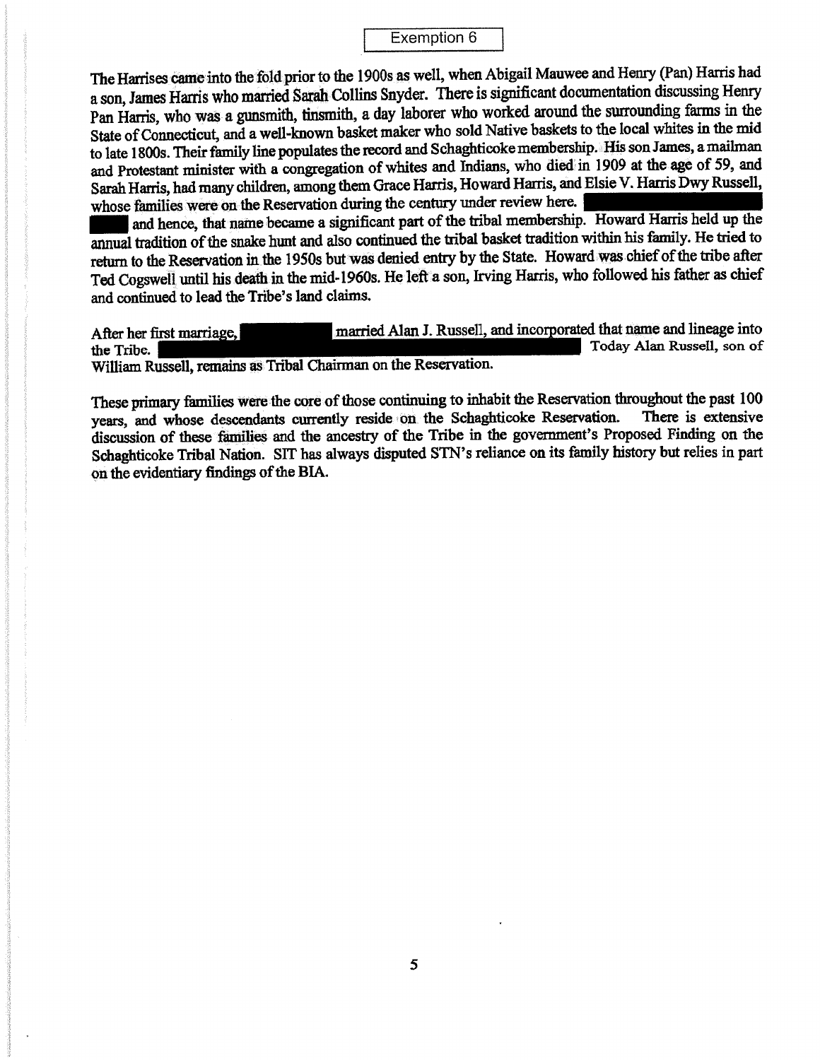Exemption 6

The Harrises came into the fold prior to the 1900s as well, when Abigail Mauwee and Henry (Pan) Harris had a son, James Harris who married Sarah Collins Snyder. There is significant documentation discussing Henry Pan Harris, who was a gunsmith, tinsmith, a day laborer who worked around the surrounding farms in the State of Connecticut, and a well-known basket maker who sold Native baskets to the local whites in the mid to late 1800s. Their family line populates the record and Schaghticoke membership. His son James, a mailman and Protestant minister with a congregation of whites and Indians, who died in 1909 at the age of 59, and Sarah Harris, had many children, among them Grace Harris, Howard Harris, and Elsie V. Harris Dwy Russell, whose families were on the Reservation during the century under review here. and hence, that name became a significant part of the tribal membership. Howard Harris held up the annual tradition of the snake hunt and also continued the tribal basket tradition within his family. He tried to return to the Reservation in the 1950s but was denied entry by the State. Howard was chief of the tribe after Ted Cogswell until his death in the mid-1960s. He left a son, Irving Harris, who followed his father as chief and continued to lead the Tribe's land claims.

After her first marriage, married Alan J. Russell, and incorporated that name and lineage into the Tribe. Today Alan Russell, son of William Russell, remains as Tribal Chairman on the Reservation.

These primary families were the core of those continuing to inhabit the Reservation throughout the past 100 years, and whose descendants currently reside on the Schaghticoke Reservation. There is extensive discussion of these families and the ancestry of the Tribe in the government's Proposed Finding on the Schaghticoke Tribal Nation. SIT has always disputed STN's reliance on its family history but relies in part on the evidentiary findings of the BIA.